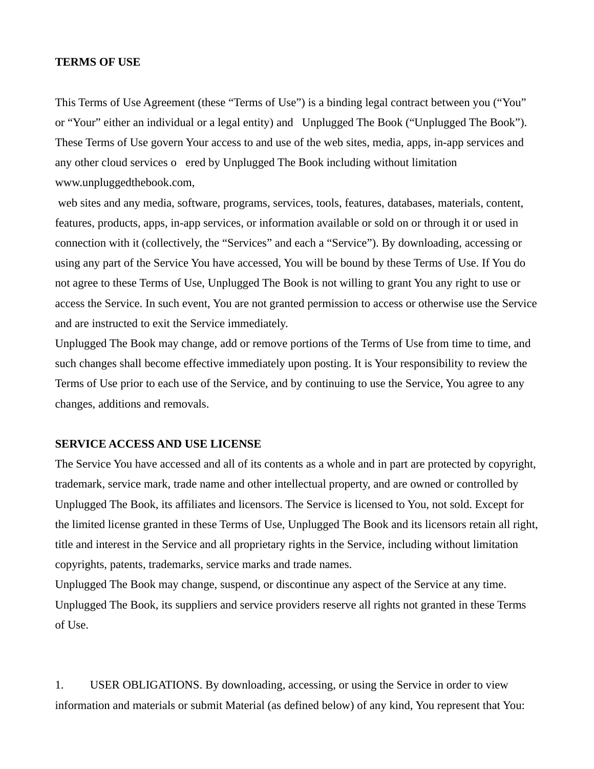**TERMS OF USE**

This Terms of Use Agreement (these "Terms of Use") is a binding legal contract between you ("You" or "Your" either an individual or a legal entity) and Unplugged The Book ("Unplugged The Book"). These Terms of Use govern Your access to and use of the web sites, media, apps, in-app services and any other cloud services o ered by Unplugged The Book including without limitation www.unpluggedthebook.com,

web sites and any media, software, programs, services, tools, features, databases, materials, content, features, products, apps, in-app services, or information available or sold on or through it or used in connection with it (collectively, the "Services" and each a "Service"). By downloading, accessing or using any part of the Service You have accessed, You will be bound by these Terms of Use. If You do not agree to these Terms of Use, Unplugged The Book is not willing to grant You any right to use or access the Service. In such event, You are not granted permission to access or otherwise use the Service and are instructed to exit the Service immediately.

Unplugged The Book may change, add or remove portions of the Terms of Use from time to time, and such changes shall become effective immediately upon posting. It is Your responsibility to review the Terms of Use prior to each use of the Service, and by continuing to use the Service, You agree to any changes, additions and removals.

**SERVICE ACCESS AND USE LICENSE**

The Service You have accessed and all of its contents as a whole and in part are protected by copyright, trademark, service mark, trade name and other intellectual property, and are owned or controlled by Unplugged The Book, its affiliates and licensors. The Service is licensed to You, not sold. Except for the limited license granted in these Terms of Use, Unplugged The Book and its licensors retain all right, title and interest in the Service and all proprietary rights in the Service, including without limitation copyrights, patents, trademarks, service marks and trade names.

Unplugged The Book may change, suspend, or discontinue any aspect of the Service at any time. Unplugged The Book, its suppliers and service providers reserve all rights not granted in these Terms of Use.

1. USER OBLIGATIONS. By downloading, accessing, or using the Service in order to view information and materials or submit Material (as defined below) of any kind, You represent that You: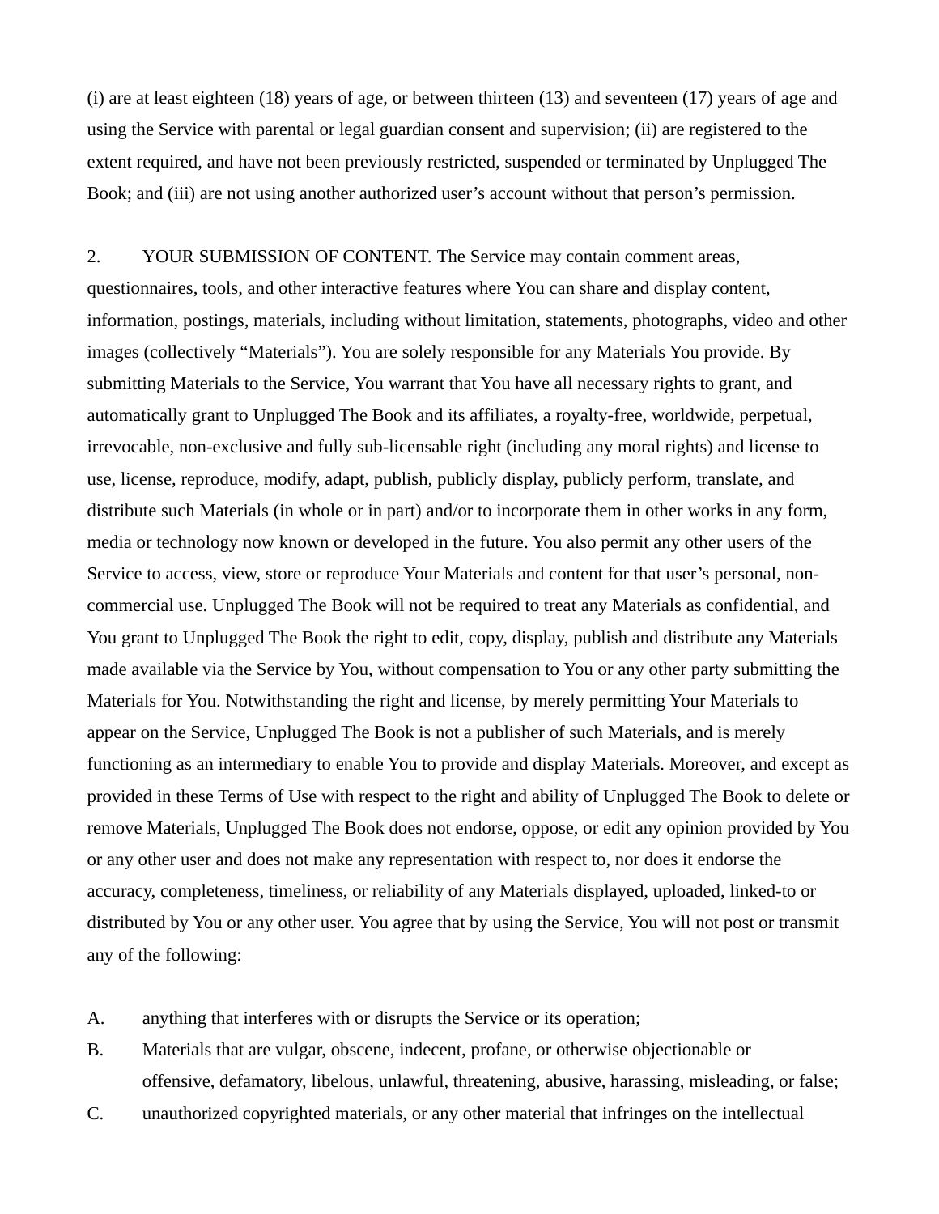(i) are at least eighteen (18) years of age, or between thirteen (13) and seventeen (17) years of age and using the Service with parental or legal guardian consent and supervision; (ii) are registered to the extent required, and have not been previously restricted, suspended or terminated by Unplugged The Book; and (iii) are not using another authorized user's account without that person's permission.

2. YOUR SUBMISSION OF CONTENT. The Service may contain comment areas, questionnaires, tools, and other interactive features where You can share and display content, information, postings, materials, including without limitation, statements, photographs, video and other images (collectively "Materials"). You are solely responsible for any Materials You provide. By submitting Materials to the Service, You warrant that You have all necessary rights to grant, and automatically grant to Unplugged The Book and its affiliates, a royalty-free, worldwide, perpetual, irrevocable, non-exclusive and fully sub-licensable right (including any moral rights) and license to use, license, reproduce, modify, adapt, publish, publicly display, publicly perform, translate, and distribute such Materials (in whole or in part) and/or to incorporate them in other works in any form, media or technology now known or developed in the future. You also permit any other users of the Service to access, view, store or reproduce Your Materials and content for that user's personal, non-commercial use. Unplugged The Book will not be required to treat any Materials as confidential, and You grant to Unplugged The Book the right to edit, copy, display, publish and distribute any Materials made available via the Service by You, without compensation to You or any other party submitting the Materials for You. Notwithstanding the right and license, by merely permitting Your Materials to appear on the Service, Unplugged The Book is not a publisher of such Materials, and is merely functioning as an intermediary to enable You to provide and display Materials. Moreover, and except as provided in these Terms of Use with respect to the right and ability of Unplugged The Book to delete or remove Materials, Unplugged The Book does not endorse, oppose, or edit any opinion provided by You or any other user and does not make any representation with respect to, nor does it endorse the accuracy, completeness, timeliness, or reliability of any Materials displayed, uploaded, linked-to or distributed by You or any other user. You agree that by using the Service, You will not post or transmit any of the following:

A. anything that interferes with or disrupts the Service or its operation;

B. Materials that are vulgar, obscene, indecent, profane, or otherwise objectionable or offensive, defamatory, libelous, unlawful, threatening, abusive, harassing, misleading, or false;

C. unauthorized copyrighted materials, or any other material that infringes on the intellectual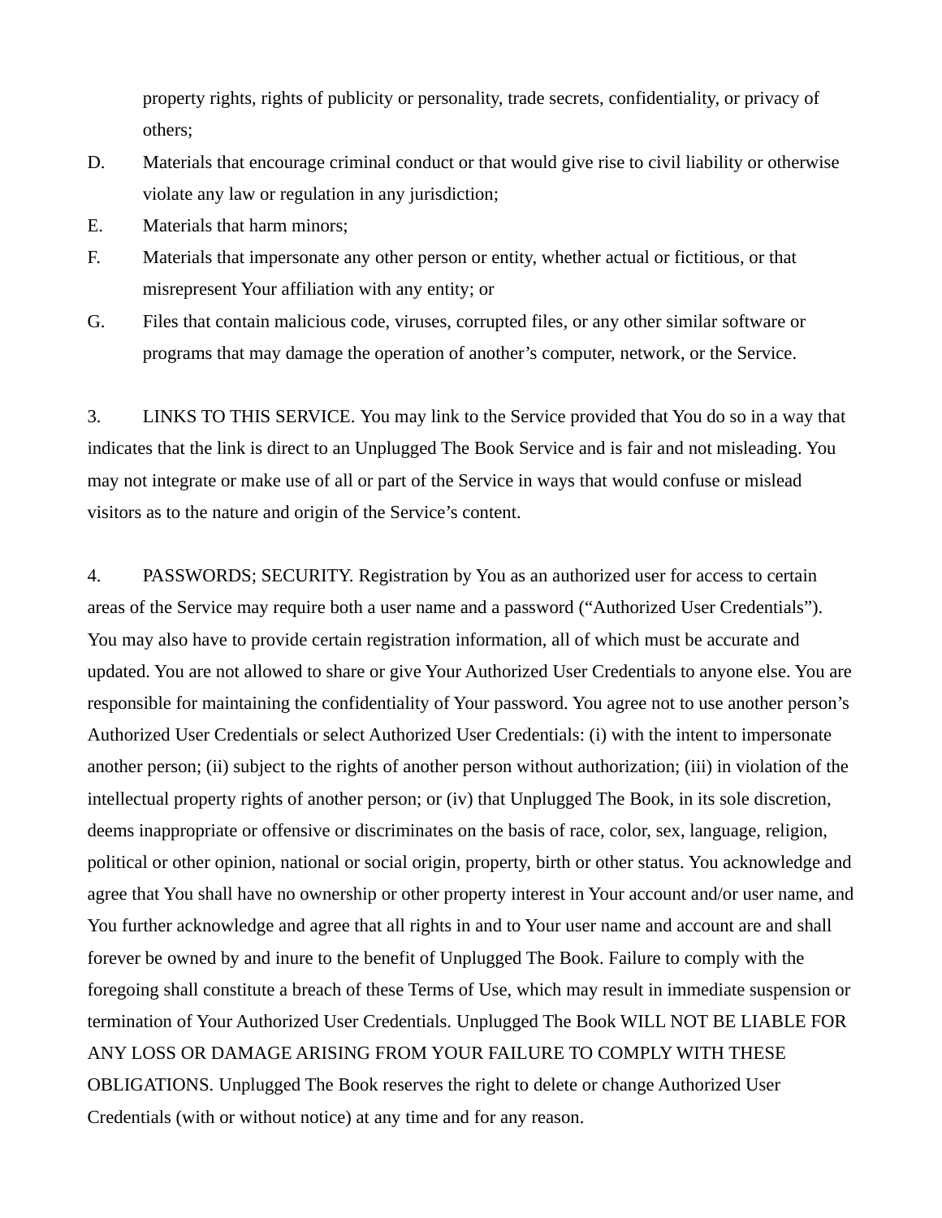property rights, rights of publicity or personality, trade secrets, confidentiality, or privacy of others;

D. Materials that encourage criminal conduct or that would give rise to civil liability or otherwise violate any law or regulation in any jurisdiction;

E. Materials that harm minors;

F. Materials that impersonate any other person or entity, whether actual or fictitious, or that misrepresent Your affiliation with any entity; or

G. Files that contain malicious code, viruses, corrupted files, or any other similar software or programs that may damage the operation of another's computer, network, or the Service.

3. LINKS TO THIS SERVICE. You may link to the Service provided that You do so in a way that indicates that the link is direct to an Unplugged The Book Service and is fair and not misleading. You may not integrate or make use of all or part of the Service in ways that would confuse or mislead visitors as to the nature and origin of the Service's content.

4. PASSWORDS; SECURITY. Registration by You as an authorized user for access to certain areas of the Service may require both a user name and a password ("Authorized User Credentials"). You may also have to provide certain registration information, all of which must be accurate and updated. You are not allowed to share or give Your Authorized User Credentials to anyone else. You are responsible for maintaining the confidentiality of Your password. You agree not to use another person's Authorized User Credentials or select Authorized User Credentials: (i) with the intent to impersonate another person; (ii) subject to the rights of another person without authorization; (iii) in violation of the intellectual property rights of another person; or (iv) that Unplugged The Book, in its sole discretion, deems inappropriate or offensive or discriminates on the basis of race, color, sex, language, religion, political or other opinion, national or social origin, property, birth or other status. You acknowledge and agree that You shall have no ownership or other property interest in Your account and/or user name, and You further acknowledge and agree that all rights in and to Your user name and account are and shall forever be owned by and inure to the benefit of Unplugged The Book. Failure to comply with the foregoing shall constitute a breach of these Terms of Use, which may result in immediate suspension or termination of Your Authorized User Credentials. Unplugged The Book WILL NOT BE LIABLE FOR ANY LOSS OR DAMAGE ARISING FROM YOUR FAILURE TO COMPLY WITH THESE OBLIGATIONS. Unplugged The Book reserves the right to delete or change Authorized User Credentials (with or without notice) at any time and for any reason.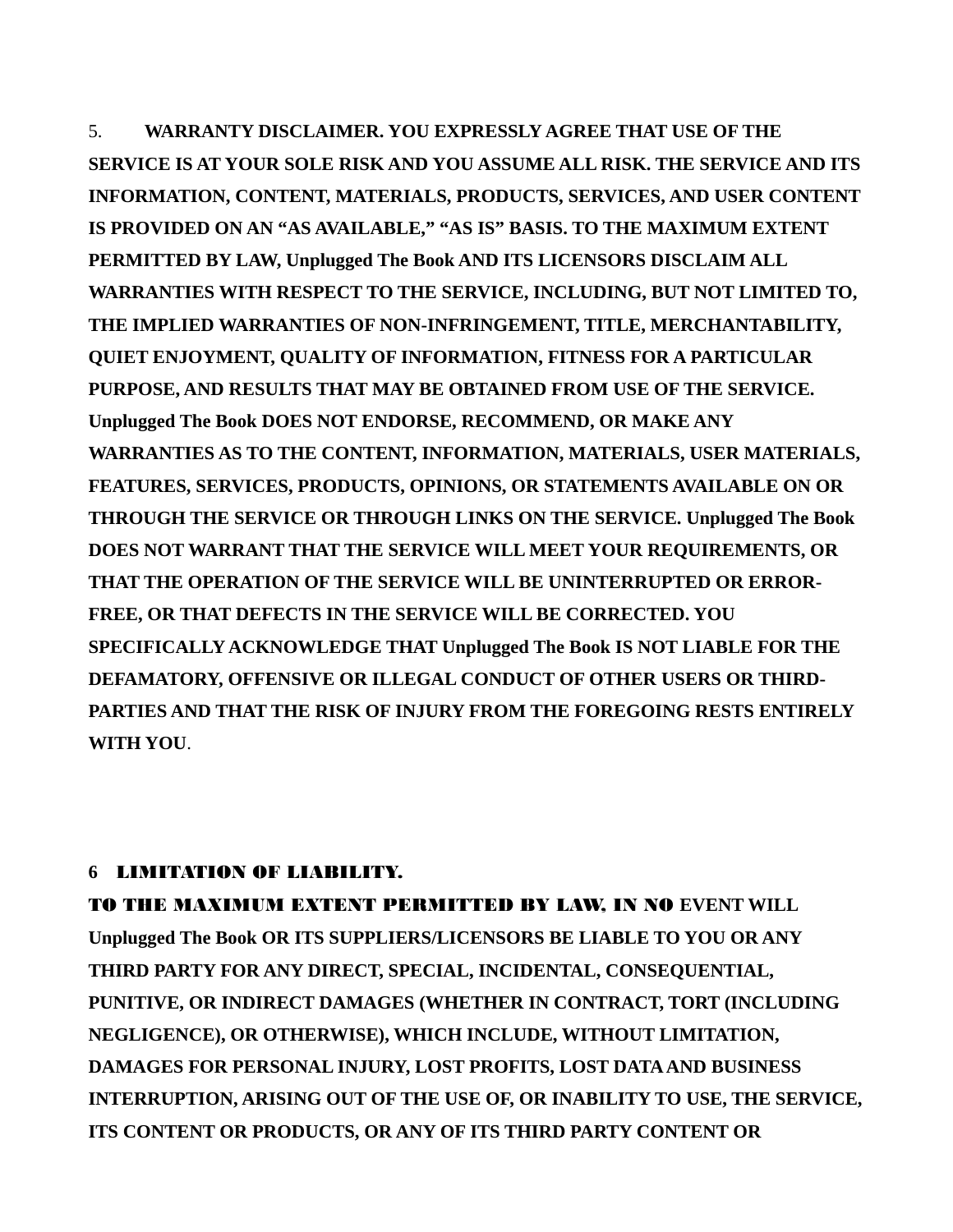5. **WARRANTY DISCLAIMER. YOU EXPRESSLY AGREE THAT USE OF THE SERVICE IS AT YOUR SOLE RISK AND YOU ASSUME ALL RISK. THE SERVICE AND ITS INFORMATION, CONTENT, MATERIALS, PRODUCTS, SERVICES, AND USER CONTENT IS PROVIDED ON AN "AS AVAILABLE," "AS IS" BASIS. TO THE MAXIMUM EXTENT PERMITTED BY LAW, Unplugged The Book AND ITS LICENSORS DISCLAIM ALL WARRANTIES WITH RESPECT TO THE SERVICE, INCLUDING, BUT NOT LIMITED TO, THE IMPLIED WARRANTIES OF NON-INFRINGEMENT, TITLE, MERCHANTABILITY, QUIET ENJOYMENT, QUALITY OF INFORMATION, FITNESS FOR A PARTICULAR PURPOSE, AND RESULTS THAT MAY BE OBTAINED FROM USE OF THE SERVICE. Unplugged The Book DOES NOT ENDORSE, RECOMMEND, OR MAKE ANY WARRANTIES AS TO THE CONTENT, INFORMATION, MATERIALS, USER MATERIALS, FEATURES, SERVICES, PRODUCTS, OPINIONS, OR STATEMENTS AVAILABLE ON OR THROUGH THE SERVICE OR THROUGH LINKS ON THE SERVICE. Unplugged The Book DOES NOT WARRANT THAT THE SERVICE WILL MEET YOUR REQUIREMENTS, OR THAT THE OPERATION OF THE SERVICE WILL BE UNINTERRUPTED OR ERROR-FREE, OR THAT DEFECTS IN THE SERVICE WILL BE CORRECTED. YOU SPECIFICALLY ACKNOWLEDGE THAT Unplugged The Book IS NOT LIABLE FOR THE DEFAMATORY, OFFENSIVE OR ILLEGAL CONDUCT OF OTHER USERS OR THIRD-PARTIES AND THAT THE RISK OF INJURY FROM THE FOREGOING RESTS ENTIRELY WITH YOU**.

**6 LIMITATION OF LIABILITY.**

**TO THE MAXIMUM EXTENT PERMITTED BY LAW, IN NO EVENT WILL Unplugged The Book OR ITS SUPPLIERS/LICENSORS BE LIABLE TO YOU OR ANY THIRD PARTY FOR ANY DIRECT, SPECIAL, INCIDENTAL, CONSEQUENTIAL, PUNITIVE, OR INDIRECT DAMAGES (WHETHER IN CONTRACT, TORT (INCLUDING NEGLIGENCE), OR OTHERWISE), WHICH INCLUDE, WITHOUT LIMITATION, DAMAGES FOR PERSONAL INJURY, LOST PROFITS, LOST DATA AND BUSINESS INTERRUPTION, ARISING OUT OF THE USE OF, OR INABILITY TO USE, THE SERVICE, ITS CONTENT OR PRODUCTS, OR ANY OF ITS THIRD PARTY CONTENT OR**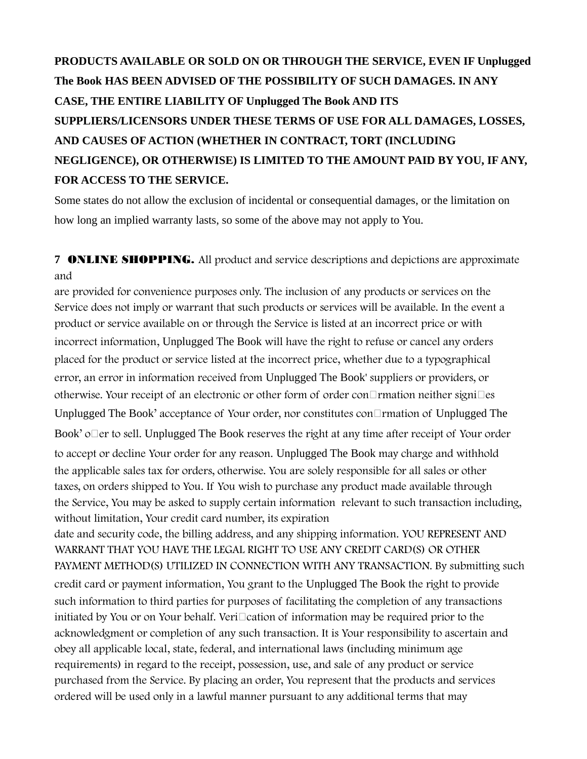**PRODUCTS AVAILABLE OR SOLD ON OR THROUGH THE SERVICE, EVEN IF Unplugged The Book HAS BEEN ADVISED OF THE POSSIBILITY OF SUCH DAMAGES. IN ANY CASE, THE ENTIRE LIABILITY OF Unplugged The Book AND ITS SUPPLIERS/LICENSORS UNDER THESE TERMS OF USE FOR ALL DAMAGES, LOSSES, AND CAUSES OF ACTION (WHETHER IN CONTRACT, TORT (INCLUDING NEGLIGENCE), OR OTHERWISE) IS LIMITED TO THE AMOUNT PAID BY YOU, IF ANY, FOR ACCESS TO THE SERVICE.**

Some states do not allow the exclusion of incidental or consequential damages, or the limitation on how long an implied warranty lasts, so some of the above may not apply to You.

**7 ONLINE SHOPPING.** All product and service descriptions and depictions are approximate and are provided for convenience purposes only. The inclusion of any products or services on the Service does not imply or warrant that such products or services will be available. In the event a product or service available on or through the Service is listed at an incorrect price or with incorrect information, Unplugged The Book will have the right to refuse or cancel any orders placed for the product or service listed at the incorrect price, whether due to a typographical error, an error in information received from Unplugged The Book' suppliers or providers, or otherwise. Your receipt of an electronic or other form of order confirmation neither signifies Unplugged The Book' acceptance of Your order, nor constitutes confirmation of Unplugged The Book' offer to sell. Unplugged The Book reserves the right at any time after receipt of Your order to accept or decline Your order for any reason. Unplugged The Book may charge and withhold the applicable sales tax for orders, otherwise. You are solely responsible for all sales or other taxes, on orders shipped to You. If You wish to purchase any product made available through the Service, You may be asked to supply certain information relevant to such transaction including, without limitation, Your credit card number, its expiration date and security code, the billing address, and any shipping information. YOU REPRESENT AND WARRANT THAT YOU HAVE THE LEGAL RIGHT TO USE ANY CREDIT CARD(S) OR OTHER PAYMENT METHOD(S) UTILIZED IN CONNECTION WITH ANY TRANSACTION. By submitting such credit card or payment information, You grant to the Unplugged The Book the right to provide such information to third parties for purposes of facilitating the completion of any transactions initiated by You or on Your behalf. Verification of information may be required prior to the acknowledgment or completion of any such transaction. It is Your responsibility to ascertain and obey all applicable local, state, federal, and international laws (including minimum age requirements) in regard to the receipt, possession, use, and sale of any product or service purchased from the Service. By placing an order, You represent that the products and services ordered will be used only in a lawful manner pursuant to any additional terms that may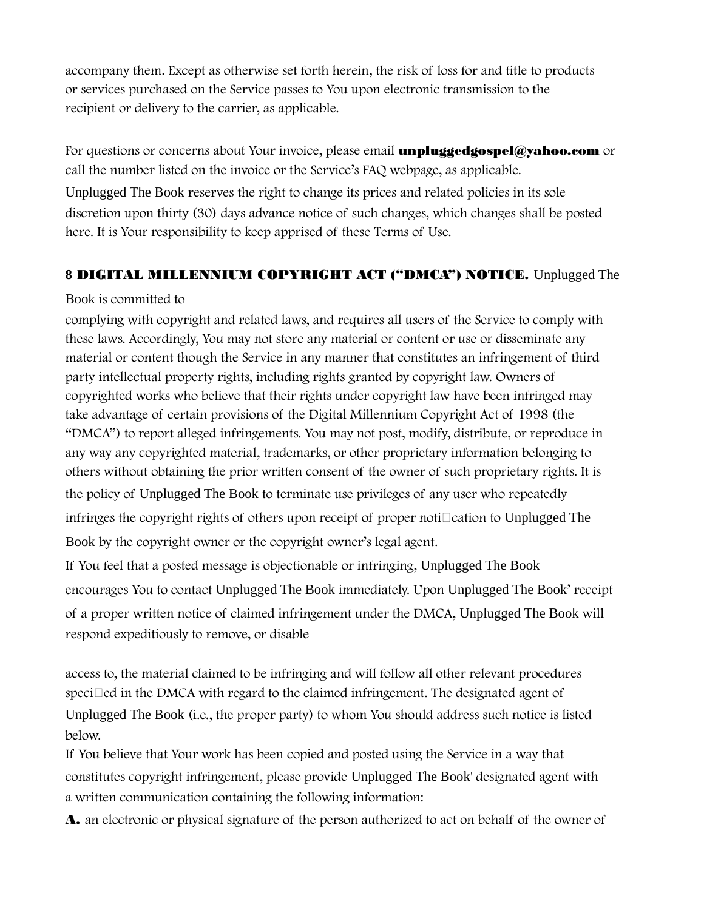accompany them. Except as otherwise set forth herein, the risk of loss for and title to products or services purchased on the Service passes to You upon electronic transmission to the recipient or delivery to the carrier, as applicable.

For questions or concerns about Your invoice, please email **unpluggedgospel@yahoo.com** or call the number listed on the invoice or the Service's FAQ webpage, as applicable.

Unplugged The Book reserves the right to change its prices and related policies in its sole discretion upon thirty (30) days advance notice of such changes, which changes shall be posted here. It is Your responsibility to keep apprised of these Terms of Use.

**8 DIGITAL MILLENNIUM COPYRIGHT ACT ("DMCA") NOTICE.** Unplugged The Book is committed to complying with copyright and related laws, and requires all users of the Service to comply with these laws. Accordingly, You may not store any material or content or use or disseminate any material or content though the Service in any manner that constitutes an infringement of third party intellectual property rights, including rights granted by copyright law. Owners of copyrighted works who believe that their rights under copyright law have been infringed may take advantage of certain provisions of the Digital Millennium Copyright Act of 1998 (the "DMCA") to report alleged infringements. You may not post, modify, distribute, or reproduce in any way any copyrighted material, trademarks, or other proprietary information belonging to others without obtaining the prior written consent of the owner of such proprietary rights. It is the policy of Unplugged The Book to terminate use privileges of any user who repeatedly infringes the copyright rights of others upon receipt of proper notification to Unplugged The Book by the copyright owner or the copyright owner's legal agent.

If You feel that a posted message is objectionable or infringing, Unplugged The Book encourages You to contact Unplugged The Book immediately. Upon Unplugged The Book' receipt of a proper written notice of claimed infringement under the DMCA, Unplugged The Book will respond expeditiously to remove, or disable access to, the material claimed to be infringing and will follow all other relevant procedures specified in the DMCA with regard to the claimed infringement. The designated agent of Unplugged The Book (i.e., the proper party) to whom You should address such notice is listed below.

If You believe that Your work has been copied and posted using the Service in a way that constitutes copyright infringement, please provide Unplugged The Book' designated agent with a written communication containing the following information:

**A.** an electronic or physical signature of the person authorized to act on behalf of the owner of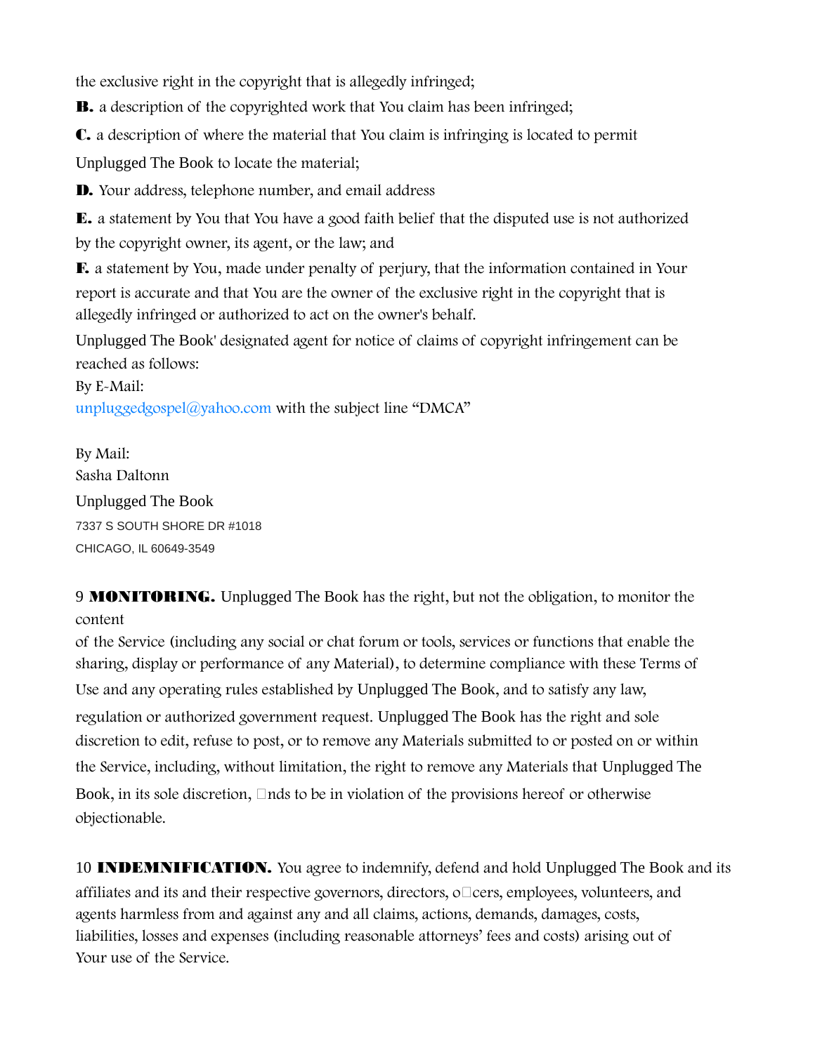the exclusive right in the copyright that is allegedly infringed;

**B.** a description of the copyrighted work that You claim has been infringed;

**C.** a description of where the material that You claim is infringing is located to permit Unplugged The Book to locate the material;

**D.** Your address, telephone number, and email address

**E.** a statement by You that You have a good faith belief that the disputed use is not authorized by the copyright owner, its agent, or the law; and

**F.** a statement by You, made under penalty of perjury, that the information contained in Your report is accurate and that You are the owner of the exclusive right in the copyright that is allegedly infringed or authorized to act on the owner's behalf.

Unplugged The Book' designated agent for notice of claims of copyright infringement can be reached as follows:

By E-Mail:
unpluggedgospel@yahoo.com with the subject line "DMCA"

By Mail:
Sasha Daltonn
Unplugged The Book
7337 S SOUTH SHORE DR #1018
CHICAGO, IL 60649-3549

9 **MONITORING.** Unplugged The Book has the right, but not the obligation, to monitor the content of the Service (including any social or chat forum or tools, services or functions that enable the sharing, display or performance of any Material), to determine compliance with these Terms of Use and any operating rules established by Unplugged The Book, and to satisfy any law, regulation or authorized government request. Unplugged The Book has the right and sole discretion to edit, refuse to post, or to remove any Materials submitted to or posted on or within the Service, including, without limitation, the right to remove any Materials that Unplugged The Book, in its sole discretion, finds to be in violation of the provisions hereof or otherwise objectionable.

10 **INDEMNIFICATION.** You agree to indemnify, defend and hold Unplugged The Book and its affiliates and its and their respective governors, directors, officers, employees, volunteers, and agents harmless from and against any and all claims, actions, demands, damages, costs, liabilities, losses and expenses (including reasonable attorneys' fees and costs) arising out of Your use of the Service.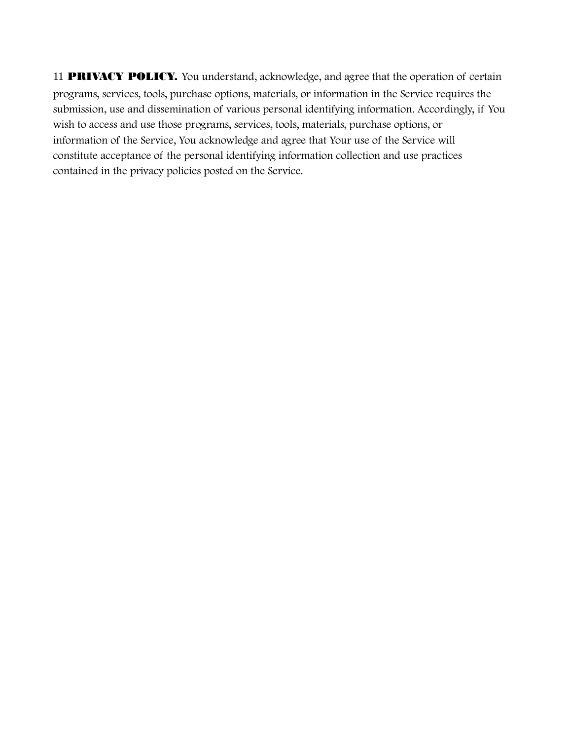11 **PRIVACY POLICY.** You understand, acknowledge, and agree that the operation of certain programs, services, tools, purchase options, materials, or information in the Service requires the submission, use and dissemination of various personal identifying information. Accordingly, if You wish to access and use those programs, services, tools, materials, purchase options, or information of the Service, You acknowledge and agree that Your use of the Service will constitute acceptance of the personal identifying information collection and use practices contained in the privacy policies posted on the Service.